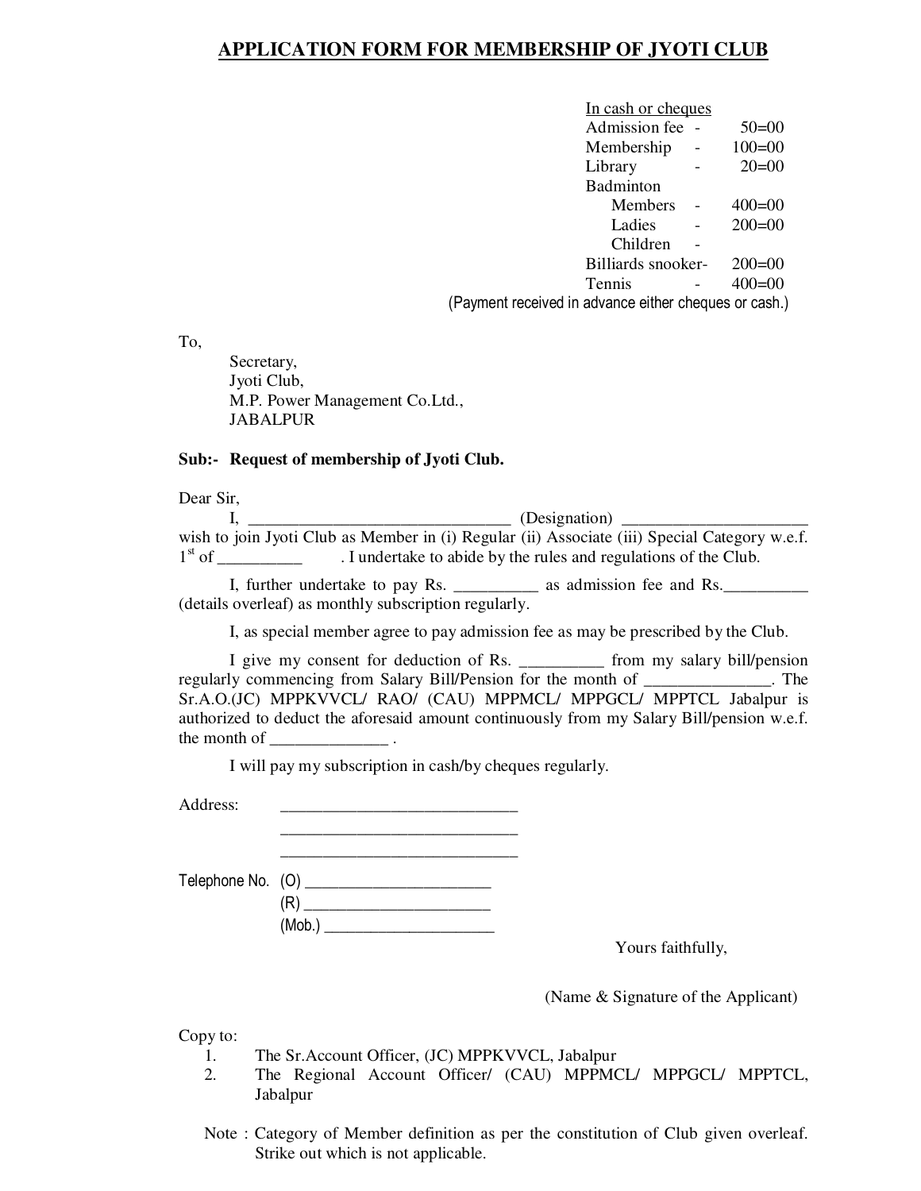# APPLICATION FORM FOR MEMBERSHIP OF JYOTI CLUB

In cash or cheques

| | | |
|---|---|---|
| Admission fee | - | 50=00 |
| Membership | - | 100=00 |
| Library | - | 20=00 |
| Badminton | | |
| Members | - | 400=00 |
| Ladies | - | 200=00 |
| Children | - | |
| Billiards snooker | - | 200=00 |
| Tennis | - | 400=00 |

(Payment received in advance either cheques or cash.)

To,

Secretary,
Jyoti Club,
M.P. Power Management Co.Ltd.,
JABALPUR

**Sub:- Request of membership of Jyoti Club.**

Dear Sir,

I, ________________________________ (Designation) ______________________ wish to join Jyoti Club as Member in (i) Regular (ii) Associate (iii) Special Category w.e.f. 1st of __________ . I undertake to abide by the rules and regulations of the Club.

I, further undertake to pay Rs. __________ as admission fee and Rs.__________ (details overleaf) as monthly subscription regularly.

I, as special member agree to pay admission fee as may be prescribed by the Club.

I give my consent for deduction of Rs. __________ from my salary bill/pension regularly commencing from Salary Bill/Pension for the month of _______________. The Sr.A.O.(JC) MPPKVVCL/ RAO/ (CAU) MPPMCL/ MPPGCL/ MPPTCL Jabalpur is authorized to deduct the aforesaid amount continuously from my Salary Bill/pension w.e.f. the month of ______________ .

I will pay my subscription in cash/by cheques regularly.

Address: ____________________________
____________________________
____________________________

Telephone No. (O) ________________________
(R) ________________________
(Mob.) ______________________

Yours faithfully,

(Name & Signature of the Applicant)

Copy to:

1. The Sr.Account Officer, (JC) MPPKVVCL, Jabalpur
2. The Regional Account Officer/ (CAU) MPPMCL/ MPPGCL/ MPPTCL, Jabalpur

Note : Category of Member definition as per the constitution of Club given overleaf. Strike out which is not applicable.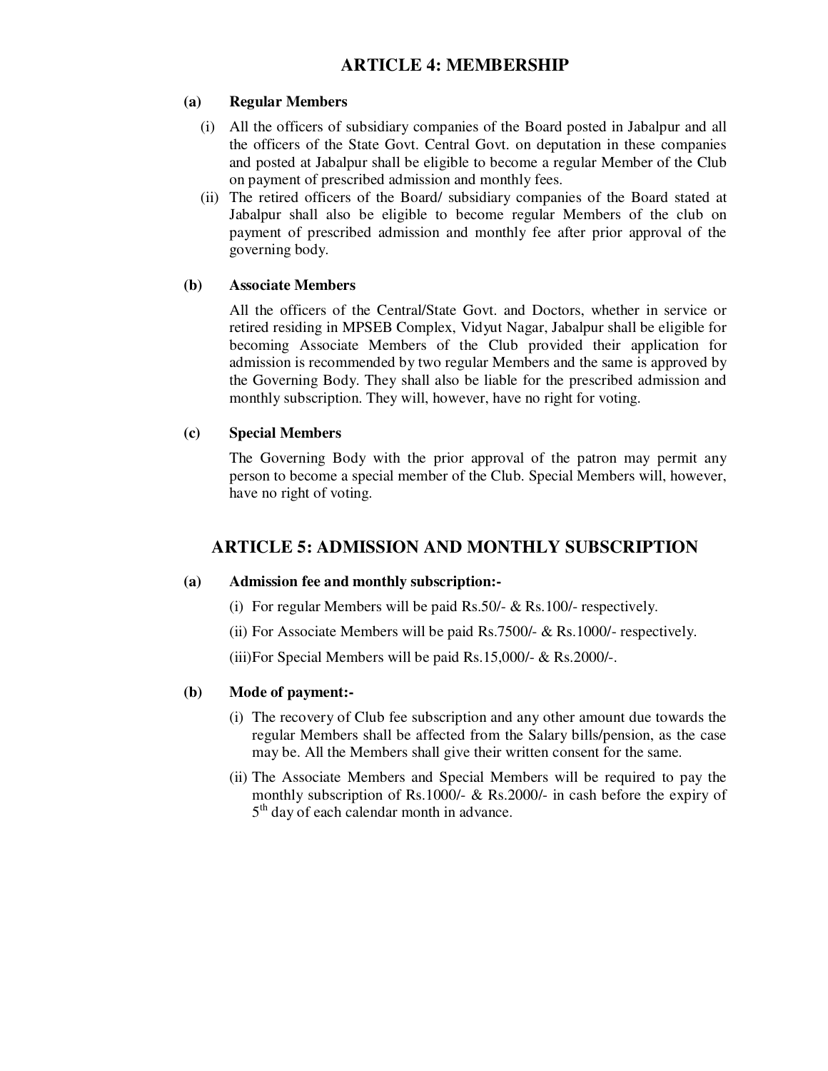## ARTICLE 4: MEMBERSHIP

**(a) Regular Members**

(i) All the officers of subsidiary companies of the Board posted in Jabalpur and all the officers of the State Govt. Central Govt. on deputation in these companies and posted at Jabalpur shall be eligible to become a regular Member of the Club on payment of prescribed admission and monthly fees.

(ii) The retired officers of the Board/ subsidiary companies of the Board stated at Jabalpur shall also be eligible to become regular Members of the club on payment of prescribed admission and monthly fee after prior approval of the governing body.

**(b) Associate Members**

All the officers of the Central/State Govt. and Doctors, whether in service or retired residing in MPSEB Complex, Vidyut Nagar, Jabalpur shall be eligible for becoming Associate Members of the Club provided their application for admission is recommended by two regular Members and the same is approved by the Governing Body. They shall also be liable for the prescribed admission and monthly subscription. They will, however, have no right for voting.

**(c) Special Members**

The Governing Body with the prior approval of the patron may permit any person to become a special member of the Club. Special Members will, however, have no right of voting.

## ARTICLE 5: ADMISSION AND MONTHLY SUBSCRIPTION

**(a) Admission fee and monthly subscription:-**

(i) For regular Members will be paid Rs.50/- & Rs.100/- respectively.

(ii) For Associate Members will be paid Rs.7500/- & Rs.1000/- respectively.

(iii)For Special Members will be paid Rs.15,000/- & Rs.2000/-.

**(b) Mode of payment:-**

(i) The recovery of Club fee subscription and any other amount due towards the regular Members shall be affected from the Salary bills/pension, as the case may be. All the Members shall give their written consent for the same.

(ii) The Associate Members and Special Members will be required to pay the monthly subscription of Rs.1000/- & Rs.2000/- in cash before the expiry of 5th day of each calendar month in advance.